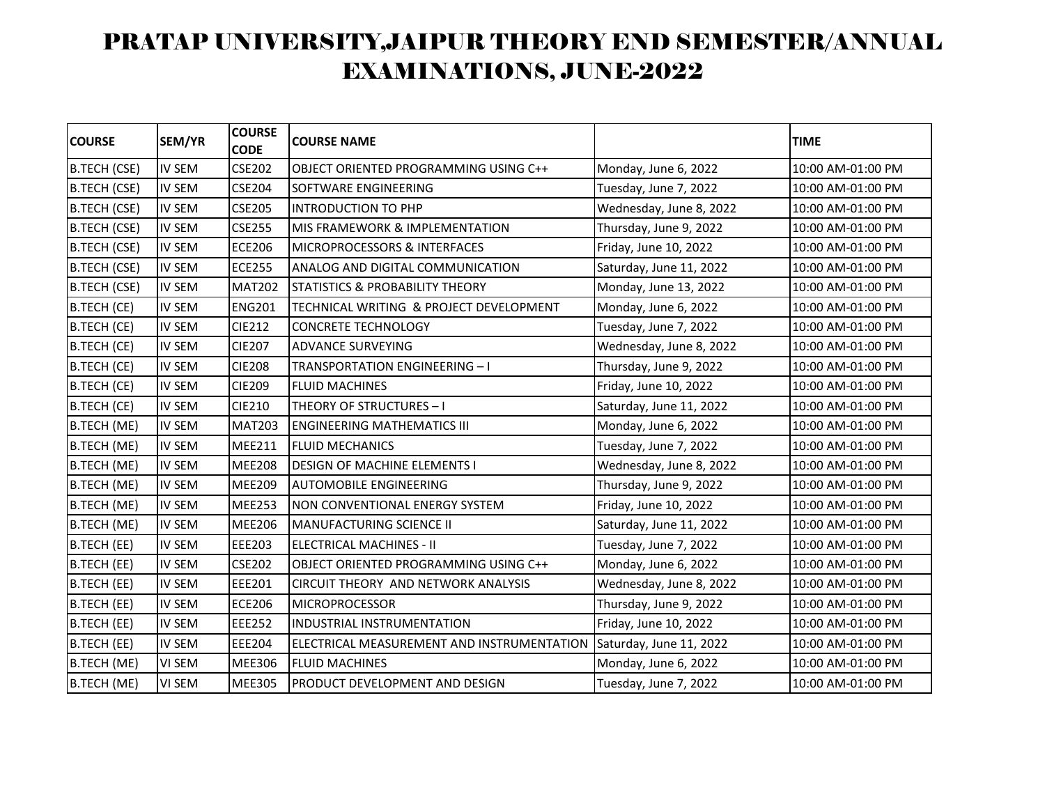# PRATAP UNIVERSITY,JAIPUR THEORY END SEMESTER/ANNUAL EXAMINATIONS, JUNE-2022

| COURSE | SEM/YR | COURSE CODE | COURSE NAME | | TIME |
|---|---|---|---|---|---|
| B.TECH (CSE) | IV SEM | CSE202 | OBJECT ORIENTED PROGRAMMING USING C++ | Monday, June 6, 2022 | 10:00 AM-01:00 PM |
| B.TECH (CSE) | IV SEM | CSE204 | SOFTWARE ENGINEERING | Tuesday, June 7, 2022 | 10:00 AM-01:00 PM |
| B.TECH (CSE) | IV SEM | CSE205 | INTRODUCTION TO PHP | Wednesday, June 8, 2022 | 10:00 AM-01:00 PM |
| B.TECH (CSE) | IV SEM | CSE255 | MIS FRAMEWORK & IMPLEMENTATION | Thursday, June 9, 2022 | 10:00 AM-01:00 PM |
| B.TECH (CSE) | IV SEM | ECE206 | MICROPROCESSORS & INTERFACES | Friday, June 10, 2022 | 10:00 AM-01:00 PM |
| B.TECH (CSE) | IV SEM | ECE255 | ANALOG AND DIGITAL COMMUNICATION | Saturday, June 11, 2022 | 10:00 AM-01:00 PM |
| B.TECH (CSE) | IV SEM | MAT202 | STATISTICS & PROBABILITY THEORY | Monday, June 13, 2022 | 10:00 AM-01:00 PM |
| B.TECH (CE) | IV SEM | ENG201 | TECHNICAL WRITING & PROJECT DEVELOPMENT | Monday, June 6, 2022 | 10:00 AM-01:00 PM |
| B.TECH (CE) | IV SEM | CIE212 | CONCRETE TECHNOLOGY | Tuesday, June 7, 2022 | 10:00 AM-01:00 PM |
| B.TECH (CE) | IV SEM | CIE207 | ADVANCE SURVEYING | Wednesday, June 8, 2022 | 10:00 AM-01:00 PM |
| B.TECH (CE) | IV SEM | CIE208 | TRANSPORTATION ENGINEERING – I | Thursday, June 9, 2022 | 10:00 AM-01:00 PM |
| B.TECH (CE) | IV SEM | CIE209 | FLUID MACHINES | Friday, June 10, 2022 | 10:00 AM-01:00 PM |
| B.TECH (CE) | IV SEM | CIE210 | THEORY OF STRUCTURES – I | Saturday, June 11, 2022 | 10:00 AM-01:00 PM |
| B.TECH (ME) | IV SEM | MAT203 | ENGINEERING MATHEMATICS III | Monday, June 6, 2022 | 10:00 AM-01:00 PM |
| B.TECH (ME) | IV SEM | MEE211 | FLUID MECHANICS | Tuesday, June 7, 2022 | 10:00 AM-01:00 PM |
| B.TECH (ME) | IV SEM | MEE208 | DESIGN OF MACHINE ELEMENTS I | Wednesday, June 8, 2022 | 10:00 AM-01:00 PM |
| B.TECH (ME) | IV SEM | MEE209 | AUTOMOBILE ENGINEERING | Thursday, June 9, 2022 | 10:00 AM-01:00 PM |
| B.TECH (ME) | IV SEM | MEE253 | NON CONVENTIONAL ENERGY SYSTEM | Friday, June 10, 2022 | 10:00 AM-01:00 PM |
| B.TECH (ME) | IV SEM | MEE206 | MANUFACTURING SCIENCE II | Saturday, June 11, 2022 | 10:00 AM-01:00 PM |
| B.TECH (EE) | IV SEM | EEE203 | ELECTRICAL MACHINES - II | Tuesday, June 7, 2022 | 10:00 AM-01:00 PM |
| B.TECH (EE) | IV SEM | CSE202 | OBJECT ORIENTED PROGRAMMING USING C++ | Monday, June 6, 2022 | 10:00 AM-01:00 PM |
| B.TECH (EE) | IV SEM | EEE201 | CIRCUIT THEORY AND NETWORK ANALYSIS | Wednesday, June 8, 2022 | 10:00 AM-01:00 PM |
| B.TECH (EE) | IV SEM | ECE206 | MICROPROCESSOR | Thursday, June 9, 2022 | 10:00 AM-01:00 PM |
| B.TECH (EE) | IV SEM | EEE252 | INDUSTRIAL INSTRUMENTATION | Friday, June 10, 2022 | 10:00 AM-01:00 PM |
| B.TECH (EE) | IV SEM | EEE204 | ELECTRICAL MEASUREMENT AND INSTRUMENTATION | Saturday, June 11, 2022 | 10:00 AM-01:00 PM |
| B.TECH (ME) | VI SEM | MEE306 | FLUID MACHINES | Monday, June 6, 2022 | 10:00 AM-01:00 PM |
| B.TECH (ME) | VI SEM | MEE305 | PRODUCT DEVELOPMENT AND DESIGN | Tuesday, June 7, 2022 | 10:00 AM-01:00 PM |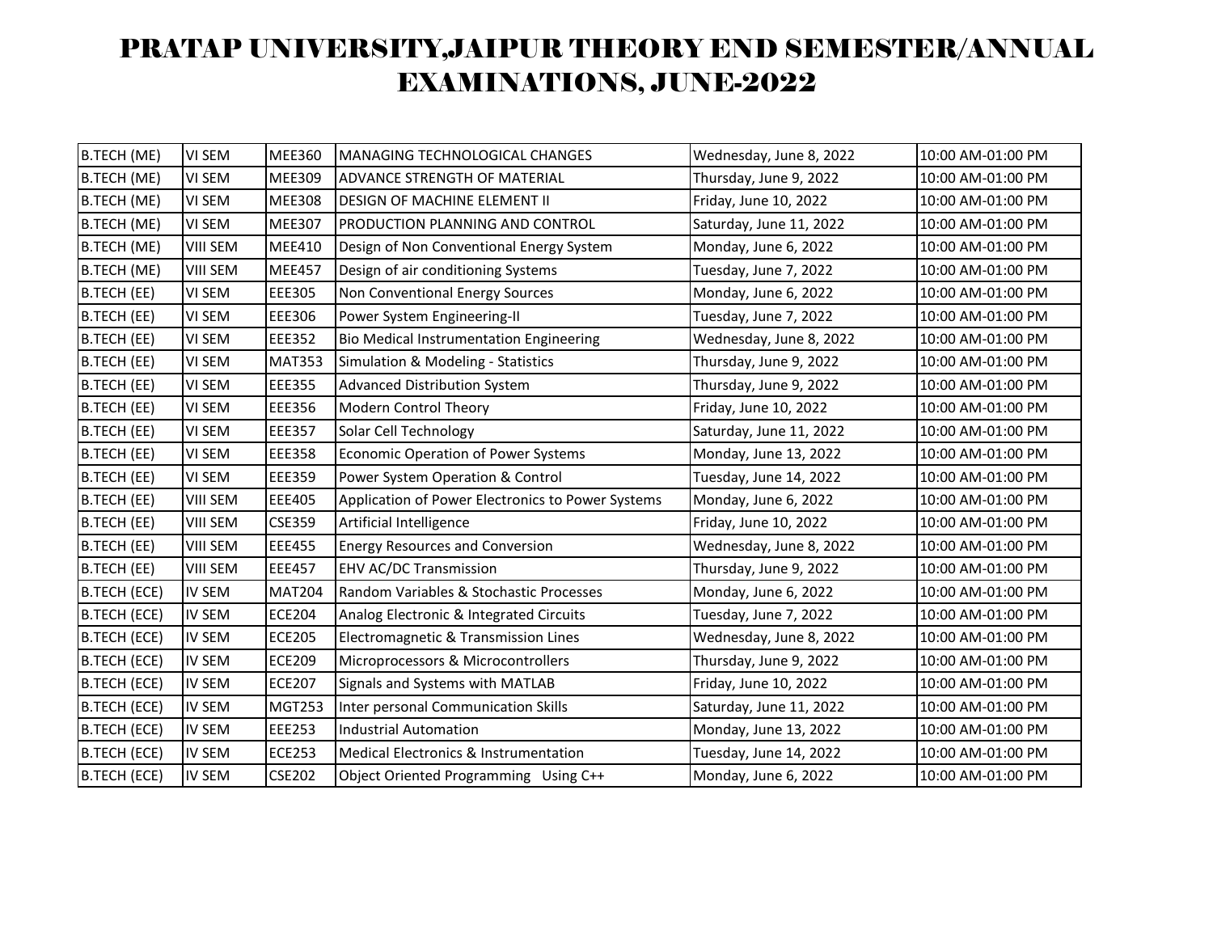# PRATAP UNIVERSITY,JAIPUR THEORY END SEMESTER/ANNUAL EXAMINATIONS, JUNE-2022

| | | | | | |
|---|---|---|---|---|---|
| B.TECH (ME) | VI SEM | MEE360 | MANAGING TECHNOLOGICAL CHANGES | Wednesday, June 8, 2022 | 10:00 AM-01:00 PM |
| B.TECH (ME) | VI SEM | MEE309 | ADVANCE STRENGTH OF MATERIAL | Thursday, June 9, 2022 | 10:00 AM-01:00 PM |
| B.TECH (ME) | VI SEM | MEE308 | DESIGN OF MACHINE ELEMENT II | Friday, June 10, 2022 | 10:00 AM-01:00 PM |
| B.TECH (ME) | VI SEM | MEE307 | PRODUCTION PLANNING AND CONTROL | Saturday, June 11, 2022 | 10:00 AM-01:00 PM |
| B.TECH (ME) | VIII SEM | MEE410 | Design of Non Conventional Energy System | Monday, June 6, 2022 | 10:00 AM-01:00 PM |
| B.TECH (ME) | VIII SEM | MEE457 | Design of air conditioning Systems | Tuesday, June 7, 2022 | 10:00 AM-01:00 PM |
| B.TECH (EE) | VI SEM | EEE305 | Non Conventional Energy Sources | Monday, June 6, 2022 | 10:00 AM-01:00 PM |
| B.TECH (EE) | VI SEM | EEE306 | Power System Engineering-II | Tuesday, June 7, 2022 | 10:00 AM-01:00 PM |
| B.TECH (EE) | VI SEM | EEE352 | Bio Medical Instrumentation Engineering | Wednesday, June 8, 2022 | 10:00 AM-01:00 PM |
| B.TECH (EE) | VI SEM | MAT353 | Simulation & Modeling - Statistics | Thursday, June 9, 2022 | 10:00 AM-01:00 PM |
| B.TECH (EE) | VI SEM | EEE355 | Advanced Distribution System | Thursday, June 9, 2022 | 10:00 AM-01:00 PM |
| B.TECH (EE) | VI SEM | EEE356 | Modern Control Theory | Friday, June 10, 2022 | 10:00 AM-01:00 PM |
| B.TECH (EE) | VI SEM | EEE357 | Solar Cell Technology | Saturday, June 11, 2022 | 10:00 AM-01:00 PM |
| B.TECH (EE) | VI SEM | EEE358 | Economic Operation of Power Systems | Monday, June 13, 2022 | 10:00 AM-01:00 PM |
| B.TECH (EE) | VI SEM | EEE359 | Power System Operation & Control | Tuesday, June 14, 2022 | 10:00 AM-01:00 PM |
| B.TECH (EE) | VIII SEM | EEE405 | Application of Power Electronics to Power Systems | Monday, June 6, 2022 | 10:00 AM-01:00 PM |
| B.TECH (EE) | VIII SEM | CSE359 | Artificial Intelligence | Friday, June 10, 2022 | 10:00 AM-01:00 PM |
| B.TECH (EE) | VIII SEM | EEE455 | Energy Resources and Conversion | Wednesday, June 8, 2022 | 10:00 AM-01:00 PM |
| B.TECH (EE) | VIII SEM | EEE457 | EHV AC/DC Transmission | Thursday, June 9, 2022 | 10:00 AM-01:00 PM |
| B.TECH (ECE) | IV SEM | MAT204 | Random Variables & Stochastic Processes | Monday, June 6, 2022 | 10:00 AM-01:00 PM |
| B.TECH (ECE) | IV SEM | ECE204 | Analog Electronic & Integrated Circuits | Tuesday, June 7, 2022 | 10:00 AM-01:00 PM |
| B.TECH (ECE) | IV SEM | ECE205 | Electromagnetic & Transmission Lines | Wednesday, June 8, 2022 | 10:00 AM-01:00 PM |
| B.TECH (ECE) | IV SEM | ECE209 | Microprocessors & Microcontrollers | Thursday, June 9, 2022 | 10:00 AM-01:00 PM |
| B.TECH (ECE) | IV SEM | ECE207 | Signals and Systems with MATLAB | Friday, June 10, 2022 | 10:00 AM-01:00 PM |
| B.TECH (ECE) | IV SEM | MGT253 | Inter personal Communication Skills | Saturday, June 11, 2022 | 10:00 AM-01:00 PM |
| B.TECH (ECE) | IV SEM | EEE253 | Industrial Automation | Monday, June 13, 2022 | 10:00 AM-01:00 PM |
| B.TECH (ECE) | IV SEM | ECE253 | Medical Electronics & Instrumentation | Tuesday, June 14, 2022 | 10:00 AM-01:00 PM |
| B.TECH (ECE) | IV SEM | CSE202 | Object Oriented Programming Using C++ | Monday, June 6, 2022 | 10:00 AM-01:00 PM |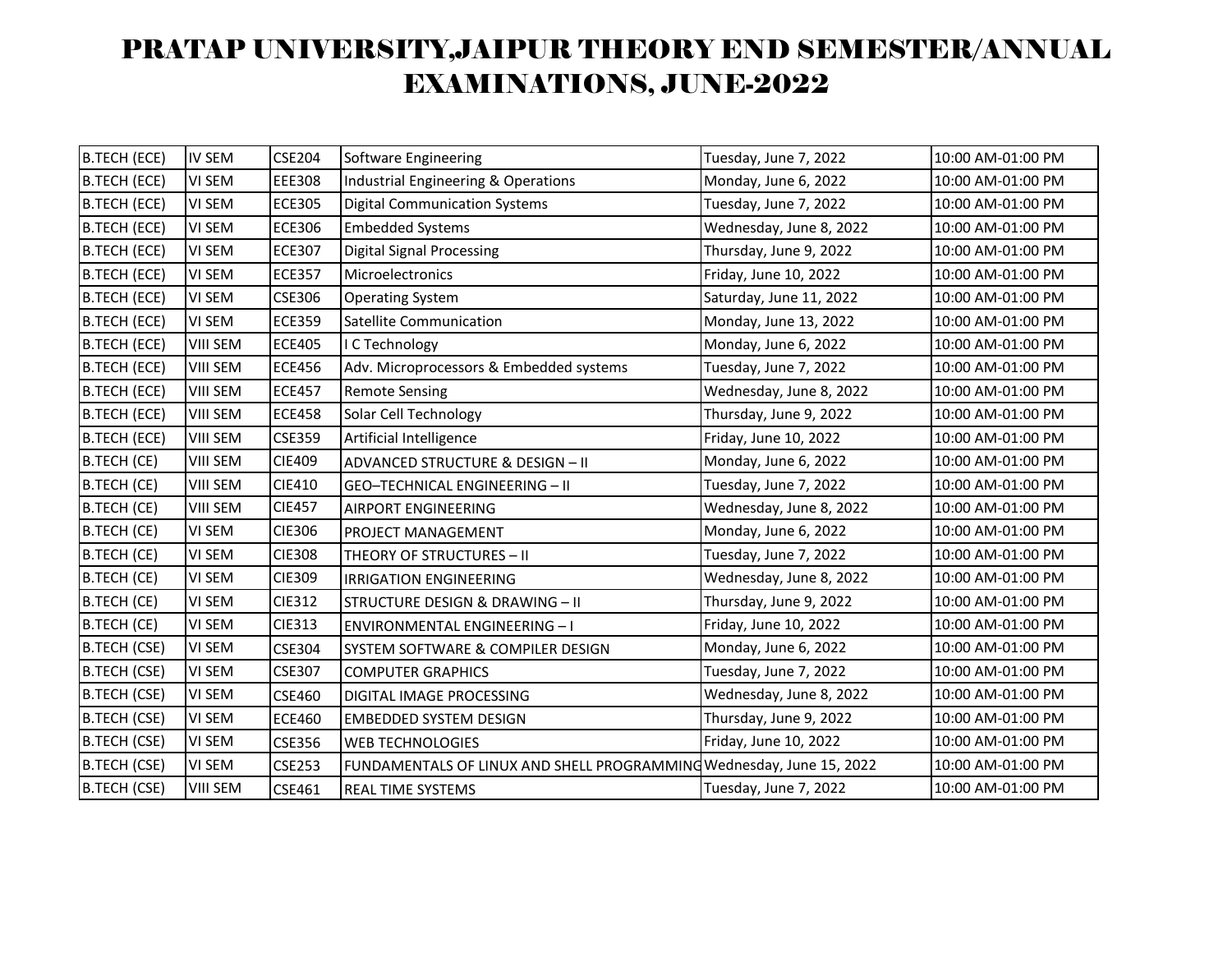# PRATAP UNIVERSITY,JAIPUR THEORY END SEMESTER/ANNUAL EXAMINATIONS, JUNE-2022

| | | | | | |
|---|---|---|---|---|---|
| B.TECH (ECE) | IV SEM | CSE204 | Software Engineering | Tuesday, June 7, 2022 | 10:00 AM-01:00 PM |
| B.TECH (ECE) | VI SEM | EEE308 | Industrial Engineering & Operations | Monday, June 6, 2022 | 10:00 AM-01:00 PM |
| B.TECH (ECE) | VI SEM | ECE305 | Digital Communication Systems | Tuesday, June 7, 2022 | 10:00 AM-01:00 PM |
| B.TECH (ECE) | VI SEM | ECE306 | Embedded Systems | Wednesday, June 8, 2022 | 10:00 AM-01:00 PM |
| B.TECH (ECE) | VI SEM | ECE307 | Digital Signal Processing | Thursday, June 9, 2022 | 10:00 AM-01:00 PM |
| B.TECH (ECE) | VI SEM | ECE357 | Microelectronics | Friday, June 10, 2022 | 10:00 AM-01:00 PM |
| B.TECH (ECE) | VI SEM | CSE306 | Operating System | Saturday, June 11, 2022 | 10:00 AM-01:00 PM |
| B.TECH (ECE) | VI SEM | ECE359 | Satellite Communication | Monday, June 13, 2022 | 10:00 AM-01:00 PM |
| B.TECH (ECE) | VIII SEM | ECE405 | I C Technology | Monday, June 6, 2022 | 10:00 AM-01:00 PM |
| B.TECH (ECE) | VIII SEM | ECE456 | Adv. Microprocessors & Embedded systems | Tuesday, June 7, 2022 | 10:00 AM-01:00 PM |
| B.TECH (ECE) | VIII SEM | ECE457 | Remote Sensing | Wednesday, June 8, 2022 | 10:00 AM-01:00 PM |
| B.TECH (ECE) | VIII SEM | ECE458 | Solar Cell Technology | Thursday, June 9, 2022 | 10:00 AM-01:00 PM |
| B.TECH (ECE) | VIII SEM | CSE359 | Artificial Intelligence | Friday, June 10, 2022 | 10:00 AM-01:00 PM |
| B.TECH (CE) | VIII SEM | CIE409 | ADVANCED STRUCTURE & DESIGN – II | Monday, June 6, 2022 | 10:00 AM-01:00 PM |
| B.TECH (CE) | VIII SEM | CIE410 | GEO–TECHNICAL ENGINEERING – II | Tuesday, June 7, 2022 | 10:00 AM-01:00 PM |
| B.TECH (CE) | VIII SEM | CIE457 | AIRPORT ENGINEERING | Wednesday, June 8, 2022 | 10:00 AM-01:00 PM |
| B.TECH (CE) | VI SEM | CIE306 | PROJECT MANAGEMENT | Monday, June 6, 2022 | 10:00 AM-01:00 PM |
| B.TECH (CE) | VI SEM | CIE308 | THEORY OF STRUCTURES – II | Tuesday, June 7, 2022 | 10:00 AM-01:00 PM |
| B.TECH (CE) | VI SEM | CIE309 | IRRIGATION ENGINEERING | Wednesday, June 8, 2022 | 10:00 AM-01:00 PM |
| B.TECH (CE) | VI SEM | CIE312 | STRUCTURE DESIGN & DRAWING – II | Thursday, June 9, 2022 | 10:00 AM-01:00 PM |
| B.TECH (CE) | VI SEM | CIE313 | ENVIRONMENTAL ENGINEERING – I | Friday, June 10, 2022 | 10:00 AM-01:00 PM |
| B.TECH (CSE) | VI SEM | CSE304 | SYSTEM SOFTWARE & COMPILER DESIGN | Monday, June 6, 2022 | 10:00 AM-01:00 PM |
| B.TECH (CSE) | VI SEM | CSE307 | COMPUTER GRAPHICS | Tuesday, June 7, 2022 | 10:00 AM-01:00 PM |
| B.TECH (CSE) | VI SEM | CSE460 | DIGITAL IMAGE PROCESSING | Wednesday, June 8, 2022 | 10:00 AM-01:00 PM |
| B.TECH (CSE) | VI SEM | ECE460 | EMBEDDED SYSTEM DESIGN | Thursday, June 9, 2022 | 10:00 AM-01:00 PM |
| B.TECH (CSE) | VI SEM | CSE356 | WEB TECHNOLOGIES | Friday, June 10, 2022 | 10:00 AM-01:00 PM |
| B.TECH (CSE) | VI SEM | CSE253 | FUNDAMENTALS OF LINUX AND SHELL PROGRAMMING | Wednesday, June 15, 2022 | 10:00 AM-01:00 PM |
| B.TECH (CSE) | VIII SEM | CSE461 | REAL TIME SYSTEMS | Tuesday, June 7, 2022 | 10:00 AM-01:00 PM |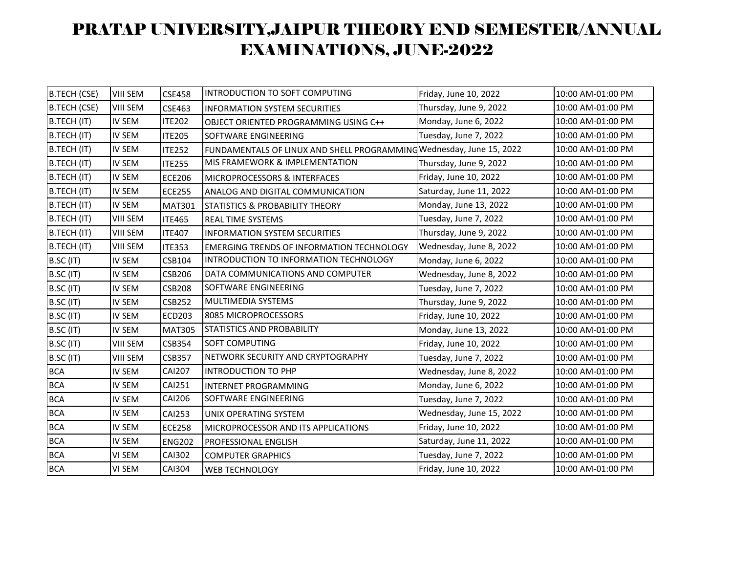# PRATAP UNIVERSITY,JAIPUR THEORY END SEMESTER/ANNUAL EXAMINATIONS, JUNE-2022

| | | | | | |
|---|---|---|---|---|---|
| B.TECH (CSE) | VIII SEM | CSE458 | INTRODUCTION TO SOFT COMPUTING | Friday, June 10, 2022 | 10:00 AM-01:00 PM |
| B.TECH (CSE) | VIII SEM | CSE463 | INFORMATION SYSTEM SECURITIES | Thursday, June 9, 2022 | 10:00 AM-01:00 PM |
| B.TECH (IT) | IV SEM | ITE202 | OBJECT ORIENTED PROGRAMMING USING C++ | Monday, June 6, 2022 | 10:00 AM-01:00 PM |
| B.TECH (IT) | IV SEM | ITE205 | SOFTWARE ENGINEERING | Tuesday, June 7, 2022 | 10:00 AM-01:00 PM |
| B.TECH (IT) | IV SEM | ITE252 | FUNDAMENTALS OF LINUX AND SHELL PROGRAMMING | Wednesday, June 15, 2022 | 10:00 AM-01:00 PM |
| B.TECH (IT) | IV SEM | ITE255 | MIS FRAMEWORK & IMPLEMENTATION | Thursday, June 9, 2022 | 10:00 AM-01:00 PM |
| B.TECH (IT) | IV SEM | ECE206 | MICROPROCESSORS & INTERFACES | Friday, June 10, 2022 | 10:00 AM-01:00 PM |
| B.TECH (IT) | IV SEM | ECE255 | ANALOG AND DIGITAL COMMUNICATION | Saturday, June 11, 2022 | 10:00 AM-01:00 PM |
| B.TECH (IT) | IV SEM | MAT301 | STATISTICS & PROBABILITY THEORY | Monday, June 13, 2022 | 10:00 AM-01:00 PM |
| B.TECH (IT) | VIII SEM | ITE465 | REAL TIME SYSTEMS | Tuesday, June 7, 2022 | 10:00 AM-01:00 PM |
| B.TECH (IT) | VIII SEM | ITE407 | INFORMATION SYSTEM SECURITIES | Thursday, June 9, 2022 | 10:00 AM-01:00 PM |
| B.TECH (IT) | VIII SEM | ITE353 | EMERGING TRENDS OF INFORMATION TECHNOLOGY | Wednesday, June 8, 2022 | 10:00 AM-01:00 PM |
| B.SC (IT) | IV SEM | CSB104 | INTRODUCTION TO INFORMATION TECHNOLOGY | Monday, June 6, 2022 | 10:00 AM-01:00 PM |
| B.SC (IT) | IV SEM | CSB206 | DATA COMMUNICATIONS AND COMPUTER | Wednesday, June 8, 2022 | 10:00 AM-01:00 PM |
| B.SC (IT) | IV SEM | CSB208 | SOFTWARE ENGINEERING | Tuesday, June 7, 2022 | 10:00 AM-01:00 PM |
| B.SC (IT) | IV SEM | CSB252 | MULTIMEDIA SYSTEMS | Thursday, June 9, 2022 | 10:00 AM-01:00 PM |
| B.SC (IT) | IV SEM | ECD203 | 8085 MICROPROCESSORS | Friday, June 10, 2022 | 10:00 AM-01:00 PM |
| B.SC (IT) | IV SEM | MAT305 | STATISTICS AND PROBABILITY | Monday, June 13, 2022 | 10:00 AM-01:00 PM |
| B.SC (IT) | VIII SEM | CSB354 | SOFT COMPUTING | Friday, June 10, 2022 | 10:00 AM-01:00 PM |
| B.SC (IT) | VIII SEM | CSB357 | NETWORK SECURITY AND CRYPTOGRAPHY | Tuesday, June 7, 2022 | 10:00 AM-01:00 PM |
| BCA | IV SEM | CAI207 | INTRODUCTION TO PHP | Wednesday, June 8, 2022 | 10:00 AM-01:00 PM |
| BCA | IV SEM | CAI251 | INTERNET PROGRAMMING | Monday, June 6, 2022 | 10:00 AM-01:00 PM |
| BCA | IV SEM | CAI206 | SOFTWARE ENGINEERING | Tuesday, June 7, 2022 | 10:00 AM-01:00 PM |
| BCA | IV SEM | CAI253 | UNIX OPERATING SYSTEM | Wednesday, June 15, 2022 | 10:00 AM-01:00 PM |
| BCA | IV SEM | ECE258 | MICROPROCESSOR AND ITS APPLICATIONS | Friday, June 10, 2022 | 10:00 AM-01:00 PM |
| BCA | IV SEM | ENG202 | PROFESSIONAL ENGLISH | Saturday, June 11, 2022 | 10:00 AM-01:00 PM |
| BCA | VI SEM | CAI302 | COMPUTER GRAPHICS | Tuesday, June 7, 2022 | 10:00 AM-01:00 PM |
| BCA | VI SEM | CAI304 | WEB TECHNOLOGY | Friday, June 10, 2022 | 10:00 AM-01:00 PM |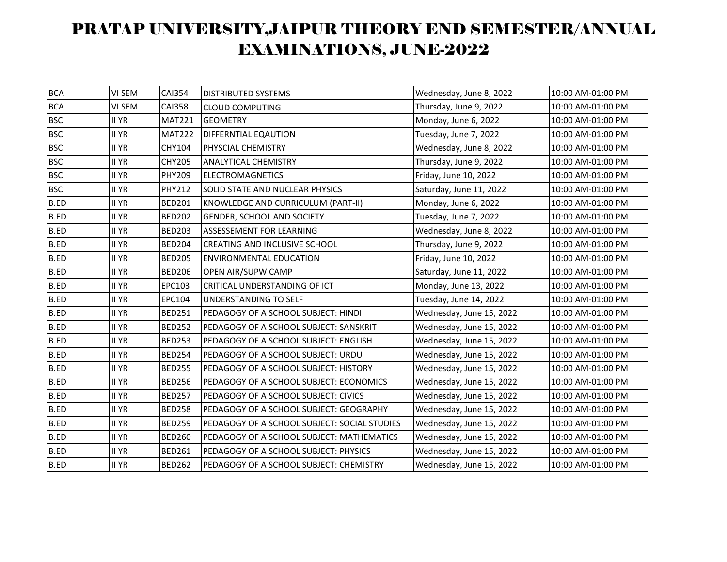# PRATAP UNIVERSITY,JAIPUR THEORY END SEMESTER/ANNUAL EXAMINATIONS, JUNE-2022

| | | | | | |
|---|---|---|---|---|---|
| BCA | VI SEM | CAI354 | DISTRIBUTED SYSTEMS | Wednesday, June 8, 2022 | 10:00 AM-01:00 PM |
| BCA | VI SEM | CAI358 | CLOUD COMPUTING | Thursday, June 9, 2022 | 10:00 AM-01:00 PM |
| BSC | II YR | MAT221 | GEOMETRY | Monday, June 6, 2022 | 10:00 AM-01:00 PM |
| BSC | II YR | MAT222 | DIFFERNTIAL EQAUTION | Tuesday, June 7, 2022 | 10:00 AM-01:00 PM |
| BSC | II YR | CHY104 | PHYSCIAL CHEMISTRY | Wednesday, June 8, 2022 | 10:00 AM-01:00 PM |
| BSC | II YR | CHY205 | ANALYTICAL CHEMISTRY | Thursday, June 9, 2022 | 10:00 AM-01:00 PM |
| BSC | II YR | PHY209 | ELECTROMAGNETICS | Friday, June 10, 2022 | 10:00 AM-01:00 PM |
| BSC | II YR | PHY212 | SOLID STATE AND NUCLEAR PHYSICS | Saturday, June 11, 2022 | 10:00 AM-01:00 PM |
| B.ED | II YR | BED201 | KNOWLEDGE AND CURRICULUM (PART-II) | Monday, June 6, 2022 | 10:00 AM-01:00 PM |
| B.ED | II YR | BED202 | GENDER, SCHOOL AND SOCIETY | Tuesday, June 7, 2022 | 10:00 AM-01:00 PM |
| B.ED | II YR | BED203 | ASSESSEMENT FOR LEARNING | Wednesday, June 8, 2022 | 10:00 AM-01:00 PM |
| B.ED | II YR | BED204 | CREATING AND INCLUSIVE SCHOOL | Thursday, June 9, 2022 | 10:00 AM-01:00 PM |
| B.ED | II YR | BED205 | ENVIRONMENTAL EDUCATION | Friday, June 10, 2022 | 10:00 AM-01:00 PM |
| B.ED | II YR | BED206 | OPEN AIR/SUPW CAMP | Saturday, June 11, 2022 | 10:00 AM-01:00 PM |
| B.ED | II YR | EPC103 | CRITICAL UNDERSTANDING OF ICT | Monday, June 13, 2022 | 10:00 AM-01:00 PM |
| B.ED | II YR | EPC104 | UNDERSTANDING TO SELF | Tuesday, June 14, 2022 | 10:00 AM-01:00 PM |
| B.ED | II YR | BED251 | PEDAGOGY OF A SCHOOL SUBJECT: HINDI | Wednesday, June 15, 2022 | 10:00 AM-01:00 PM |
| B.ED | II YR | BED252 | PEDAGOGY OF A SCHOOL SUBJECT: SANSKRIT | Wednesday, June 15, 2022 | 10:00 AM-01:00 PM |
| B.ED | II YR | BED253 | PEDAGOGY OF A SCHOOL SUBJECT: ENGLISH | Wednesday, June 15, 2022 | 10:00 AM-01:00 PM |
| B.ED | II YR | BED254 | PEDAGOGY OF A SCHOOL SUBJECT: URDU | Wednesday, June 15, 2022 | 10:00 AM-01:00 PM |
| B.ED | II YR | BED255 | PEDAGOGY OF A SCHOOL SUBJECT: HISTORY | Wednesday, June 15, 2022 | 10:00 AM-01:00 PM |
| B.ED | II YR | BED256 | PEDAGOGY OF A SCHOOL SUBJECT: ECONOMICS | Wednesday, June 15, 2022 | 10:00 AM-01:00 PM |
| B.ED | II YR | BED257 | PEDAGOGY OF A SCHOOL SUBJECT: CIVICS | Wednesday, June 15, 2022 | 10:00 AM-01:00 PM |
| B.ED | II YR | BED258 | PEDAGOGY OF A SCHOOL SUBJECT: GEOGRAPHY | Wednesday, June 15, 2022 | 10:00 AM-01:00 PM |
| B.ED | II YR | BED259 | PEDAGOGY OF A SCHOOL SUBJECT: SOCIAL STUDIES | Wednesday, June 15, 2022 | 10:00 AM-01:00 PM |
| B.ED | II YR | BED260 | PEDAGOGY OF A SCHOOL SUBJECT: MATHEMATICS | Wednesday, June 15, 2022 | 10:00 AM-01:00 PM |
| B.ED | II YR | BED261 | PEDAGOGY OF A SCHOOL SUBJECT: PHYSICS | Wednesday, June 15, 2022 | 10:00 AM-01:00 PM |
| B.ED | II YR | BED262 | PEDAGOGY OF A SCHOOL SUBJECT: CHEMISTRY | Wednesday, June 15, 2022 | 10:00 AM-01:00 PM |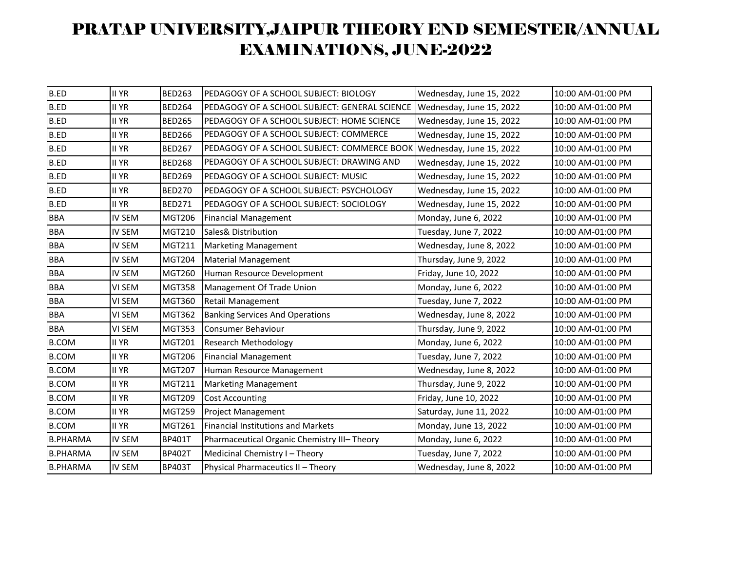# PRATAP UNIVERSITY,JAIPUR THEORY END SEMESTER/ANNUAL EXAMINATIONS, JUNE-2022

| | | | | | |
|---|---|---|---|---|---|
| B.ED | II YR | BED263 | PEDAGOGY OF A SCHOOL SUBJECT: BIOLOGY | Wednesday, June 15, 2022 | 10:00 AM-01:00 PM |
| B.ED | II YR | BED264 | PEDAGOGY OF A SCHOOL SUBJECT: GENERAL SCIENCE | Wednesday, June 15, 2022 | 10:00 AM-01:00 PM |
| B.ED | II YR | BED265 | PEDAGOGY OF A SCHOOL SUBJECT: HOME SCIENCE | Wednesday, June 15, 2022 | 10:00 AM-01:00 PM |
| B.ED | II YR | BED266 | PEDAGOGY OF A SCHOOL SUBJECT: COMMERCE | Wednesday, June 15, 2022 | 10:00 AM-01:00 PM |
| B.ED | II YR | BED267 | PEDAGOGY OF A SCHOOL SUBJECT: COMMERCE BOOK | Wednesday, June 15, 2022 | 10:00 AM-01:00 PM |
| B.ED | II YR | BED268 | PEDAGOGY OF A SCHOOL SUBJECT: DRAWING AND | Wednesday, June 15, 2022 | 10:00 AM-01:00 PM |
| B.ED | II YR | BED269 | PEDAGOGY OF A SCHOOL SUBJECT: MUSIC | Wednesday, June 15, 2022 | 10:00 AM-01:00 PM |
| B.ED | II YR | BED270 | PEDAGOGY OF A SCHOOL SUBJECT: PSYCHOLOGY | Wednesday, June 15, 2022 | 10:00 AM-01:00 PM |
| B.ED | II YR | BED271 | PEDAGOGY OF A SCHOOL SUBJECT: SOCIOLOGY | Wednesday, June 15, 2022 | 10:00 AM-01:00 PM |
| BBA | IV SEM | MGT206 | Financial Management | Monday, June 6, 2022 | 10:00 AM-01:00 PM |
| BBA | IV SEM | MGT210 | Sales& Distribution | Tuesday, June 7, 2022 | 10:00 AM-01:00 PM |
| BBA | IV SEM | MGT211 | Marketing Management | Wednesday, June 8, 2022 | 10:00 AM-01:00 PM |
| BBA | IV SEM | MGT204 | Material Management | Thursday, June 9, 2022 | 10:00 AM-01:00 PM |
| BBA | IV SEM | MGT260 | Human Resource Development | Friday, June 10, 2022 | 10:00 AM-01:00 PM |
| BBA | VI SEM | MGT358 | Management Of Trade Union | Monday, June 6, 2022 | 10:00 AM-01:00 PM |
| BBA | VI SEM | MGT360 | Retail Management | Tuesday, June 7, 2022 | 10:00 AM-01:00 PM |
| BBA | VI SEM | MGT362 | Banking Services And Operations | Wednesday, June 8, 2022 | 10:00 AM-01:00 PM |
| BBA | VI SEM | MGT353 | Consumer Behaviour | Thursday, June 9, 2022 | 10:00 AM-01:00 PM |
| B.COM | II YR | MGT201 | Research Methodology | Monday, June 6, 2022 | 10:00 AM-01:00 PM |
| B.COM | II YR | MGT206 | Financial Management | Tuesday, June 7, 2022 | 10:00 AM-01:00 PM |
| B.COM | II YR | MGT207 | Human Resource Management | Wednesday, June 8, 2022 | 10:00 AM-01:00 PM |
| B.COM | II YR | MGT211 | Marketing Management | Thursday, June 9, 2022 | 10:00 AM-01:00 PM |
| B.COM | II YR | MGT209 | Cost Accounting | Friday, June 10, 2022 | 10:00 AM-01:00 PM |
| B.COM | II YR | MGT259 | Project Management | Saturday, June 11, 2022 | 10:00 AM-01:00 PM |
| B.COM | II YR | MGT261 | Financial Institutions and Markets | Monday, June 13, 2022 | 10:00 AM-01:00 PM |
| B.PHARMA | IV SEM | BP401T | Pharmaceutical Organic Chemistry III– Theory | Monday, June 6, 2022 | 10:00 AM-01:00 PM |
| B.PHARMA | IV SEM | BP402T | Medicinal Chemistry I – Theory | Tuesday, June 7, 2022 | 10:00 AM-01:00 PM |
| B.PHARMA | IV SEM | BP403T | Physical Pharmaceutics II – Theory | Wednesday, June 8, 2022 | 10:00 AM-01:00 PM |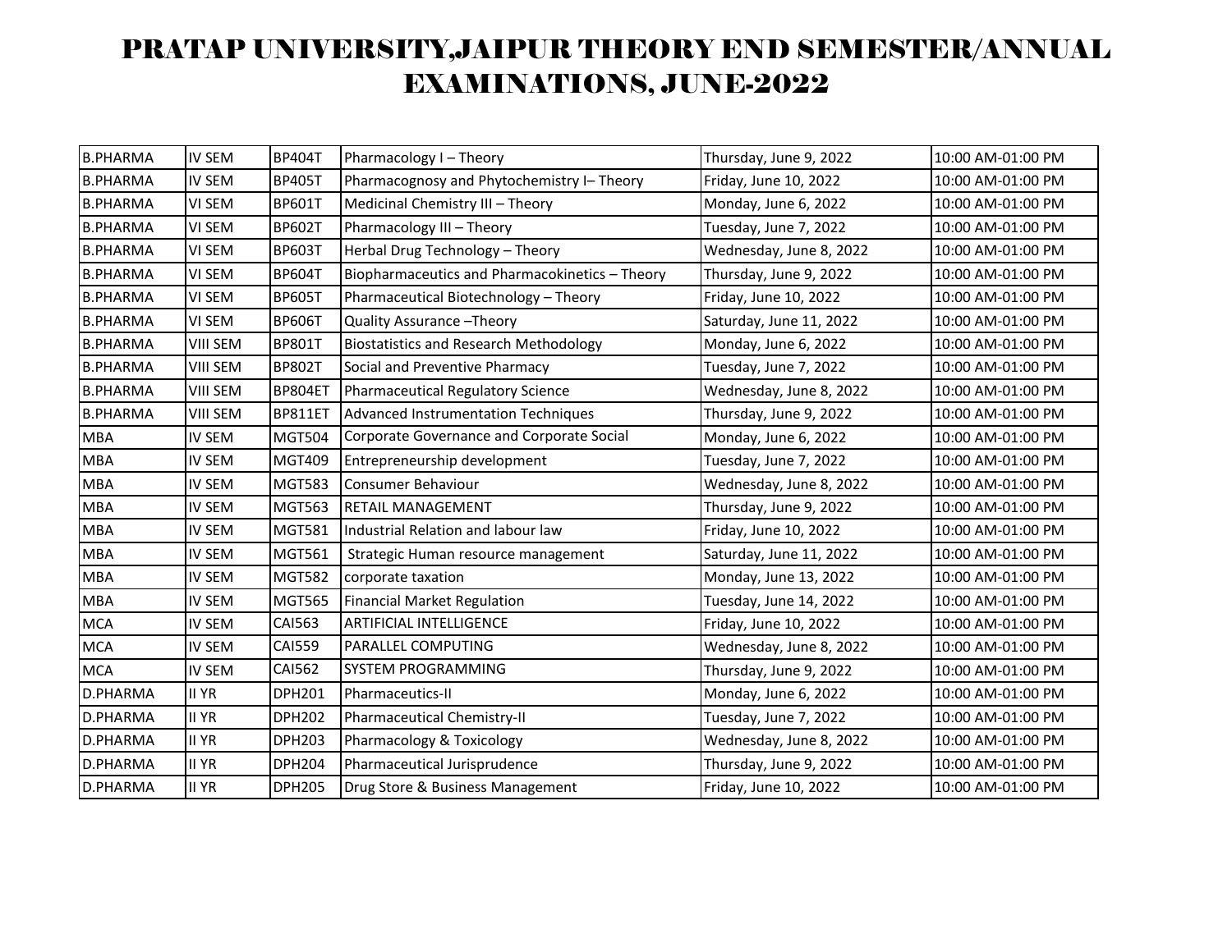# PRATAP UNIVERSITY,JAIPUR THEORY END SEMESTER/ANNUAL EXAMINATIONS, JUNE-2022

| | | | | | |
|---|---|---|---|---|---|
| B.PHARMA | IV SEM | BP404T | Pharmacology I – Theory | Thursday, June 9, 2022 | 10:00 AM-01:00 PM |
| B.PHARMA | IV SEM | BP405T | Pharmacognosy and Phytochemistry I– Theory | Friday, June 10, 2022 | 10:00 AM-01:00 PM |
| B.PHARMA | VI SEM | BP601T | Medicinal Chemistry III – Theory | Monday, June 6, 2022 | 10:00 AM-01:00 PM |
| B.PHARMA | VI SEM | BP602T | Pharmacology III – Theory | Tuesday, June 7, 2022 | 10:00 AM-01:00 PM |
| B.PHARMA | VI SEM | BP603T | Herbal Drug Technology – Theory | Wednesday, June 8, 2022 | 10:00 AM-01:00 PM |
| B.PHARMA | VI SEM | BP604T | Biopharmaceutics and Pharmacokinetics – Theory | Thursday, June 9, 2022 | 10:00 AM-01:00 PM |
| B.PHARMA | VI SEM | BP605T | Pharmaceutical Biotechnology – Theory | Friday, June 10, 2022 | 10:00 AM-01:00 PM |
| B.PHARMA | VI SEM | BP606T | Quality Assurance –Theory | Saturday, June 11, 2022 | 10:00 AM-01:00 PM |
| B.PHARMA | VIII SEM | BP801T | Biostatistics and Research Methodology | Monday, June 6, 2022 | 10:00 AM-01:00 PM |
| B.PHARMA | VIII SEM | BP802T | Social and Preventive Pharmacy | Tuesday, June 7, 2022 | 10:00 AM-01:00 PM |
| B.PHARMA | VIII SEM | BP804ET | Pharmaceutical Regulatory Science | Wednesday, June 8, 2022 | 10:00 AM-01:00 PM |
| B.PHARMA | VIII SEM | BP811ET | Advanced Instrumentation Techniques | Thursday, June 9, 2022 | 10:00 AM-01:00 PM |
| MBA | IV SEM | MGT504 | Corporate Governance and Corporate Social | Monday, June 6, 2022 | 10:00 AM-01:00 PM |
| MBA | IV SEM | MGT409 | Entrepreneurship development | Tuesday, June 7, 2022 | 10:00 AM-01:00 PM |
| MBA | IV SEM | MGT583 | Consumer Behaviour | Wednesday, June 8, 2022 | 10:00 AM-01:00 PM |
| MBA | IV SEM | MGT563 | RETAIL MANAGEMENT | Thursday, June 9, 2022 | 10:00 AM-01:00 PM |
| MBA | IV SEM | MGT581 | Industrial Relation and labour law | Friday, June 10, 2022 | 10:00 AM-01:00 PM |
| MBA | IV SEM | MGT561 | Strategic Human resource management | Saturday, June 11, 2022 | 10:00 AM-01:00 PM |
| MBA | IV SEM | MGT582 | corporate taxation | Monday, June 13, 2022 | 10:00 AM-01:00 PM |
| MBA | IV SEM | MGT565 | Financial Market Regulation | Tuesday, June 14, 2022 | 10:00 AM-01:00 PM |
| MCA | IV SEM | CAI563 | ARTIFICIAL INTELLIGENCE | Friday, June 10, 2022 | 10:00 AM-01:00 PM |
| MCA | IV SEM | CAI559 | PARALLEL COMPUTING | Wednesday, June 8, 2022 | 10:00 AM-01:00 PM |
| MCA | IV SEM | CAI562 | SYSTEM PROGRAMMING | Thursday, June 9, 2022 | 10:00 AM-01:00 PM |
| D.PHARMA | II YR | DPH201 | Pharmaceutics-II | Monday, June 6, 2022 | 10:00 AM-01:00 PM |
| D.PHARMA | II YR | DPH202 | Pharmaceutical Chemistry-II | Tuesday, June 7, 2022 | 10:00 AM-01:00 PM |
| D.PHARMA | II YR | DPH203 | Pharmacology & Toxicology | Wednesday, June 8, 2022 | 10:00 AM-01:00 PM |
| D.PHARMA | II YR | DPH204 | Pharmaceutical Jurisprudence | Thursday, June 9, 2022 | 10:00 AM-01:00 PM |
| D.PHARMA | II YR | DPH205 | Drug Store & Business Management | Friday, June 10, 2022 | 10:00 AM-01:00 PM |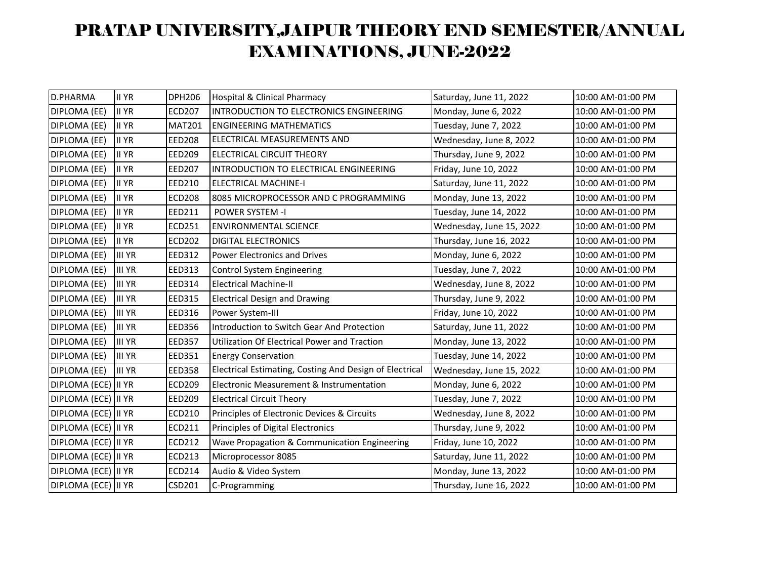# PRATAP UNIVERSITY,JAIPUR THEORY END SEMESTER/ANNUAL EXAMINATIONS, JUNE-2022

| | | | | | |
|---|---|---|---|---|---|
| D.PHARMA | II YR | DPH206 | Hospital & Clinical Pharmacy | Saturday, June 11, 2022 | 10:00 AM-01:00 PM |
| DIPLOMA (EE) | II YR | ECD207 | INTRODUCTION TO ELECTRONICS ENGINEERING | Monday, June 6, 2022 | 10:00 AM-01:00 PM |
| DIPLOMA (EE) | II YR | MAT201 | ENGINEERING MATHEMATICS | Tuesday, June 7, 2022 | 10:00 AM-01:00 PM |
| DIPLOMA (EE) | II YR | EED208 | ELECTRICAL MEASUREMENTS AND | Wednesday, June 8, 2022 | 10:00 AM-01:00 PM |
| DIPLOMA (EE) | II YR | EED209 | ELECTRICAL CIRCUIT THEORY | Thursday, June 9, 2022 | 10:00 AM-01:00 PM |
| DIPLOMA (EE) | II YR | EED207 | INTRODUCTION TO ELECTRICAL ENGINEERING | Friday, June 10, 2022 | 10:00 AM-01:00 PM |
| DIPLOMA (EE) | II YR | EED210 | ELECTRICAL MACHINE-I | Saturday, June 11, 2022 | 10:00 AM-01:00 PM |
| DIPLOMA (EE) | II YR | ECD208 | 8085 MICROPROCESSOR AND C PROGRAMMING | Monday, June 13, 2022 | 10:00 AM-01:00 PM |
| DIPLOMA (EE) | II YR | EED211 | POWER SYSTEM -I | Tuesday, June 14, 2022 | 10:00 AM-01:00 PM |
| DIPLOMA (EE) | II YR | ECD251 | ENVIRONMENTAL SCIENCE | Wednesday, June 15, 2022 | 10:00 AM-01:00 PM |
| DIPLOMA (EE) | II YR | ECD202 | DIGITAL ELECTRONICS | Thursday, June 16, 2022 | 10:00 AM-01:00 PM |
| DIPLOMA (EE) | III YR | EED312 | Power Electronics and Drives | Monday, June 6, 2022 | 10:00 AM-01:00 PM |
| DIPLOMA (EE) | III YR | EED313 | Control System Engineering | Tuesday, June 7, 2022 | 10:00 AM-01:00 PM |
| DIPLOMA (EE) | III YR | EED314 | Electrical Machine-II | Wednesday, June 8, 2022 | 10:00 AM-01:00 PM |
| DIPLOMA (EE) | III YR | EED315 | Electrical Design and Drawing | Thursday, June 9, 2022 | 10:00 AM-01:00 PM |
| DIPLOMA (EE) | III YR | EED316 | Power System-III | Friday, June 10, 2022 | 10:00 AM-01:00 PM |
| DIPLOMA (EE) | III YR | EED356 | Introduction to Switch Gear And Protection | Saturday, June 11, 2022 | 10:00 AM-01:00 PM |
| DIPLOMA (EE) | III YR | EED357 | Utilization Of Electrical Power and Traction | Monday, June 13, 2022 | 10:00 AM-01:00 PM |
| DIPLOMA (EE) | III YR | EED351 | Energy Conservation | Tuesday, June 14, 2022 | 10:00 AM-01:00 PM |
| DIPLOMA (EE) | III YR | EED358 | Electrical Estimating, Costing And Design of Electrical | Wednesday, June 15, 2022 | 10:00 AM-01:00 PM |
| DIPLOMA (ECE) | II YR | ECD209 | Electronic Measurement & Instrumentation | Monday, June 6, 2022 | 10:00 AM-01:00 PM |
| DIPLOMA (ECE) | II YR | EED209 | Electrical Circuit Theory | Tuesday, June 7, 2022 | 10:00 AM-01:00 PM |
| DIPLOMA (ECE) | II YR | ECD210 | Principles of Electronic Devices & Circuits | Wednesday, June 8, 2022 | 10:00 AM-01:00 PM |
| DIPLOMA (ECE) | II YR | ECD211 | Principles of Digital Electronics | Thursday, June 9, 2022 | 10:00 AM-01:00 PM |
| DIPLOMA (ECE) | II YR | ECD212 | Wave Propagation & Communication Engineering | Friday, June 10, 2022 | 10:00 AM-01:00 PM |
| DIPLOMA (ECE) | II YR | ECD213 | Microprocessor 8085 | Saturday, June 11, 2022 | 10:00 AM-01:00 PM |
| DIPLOMA (ECE) | II YR | ECD214 | Audio & Video System | Monday, June 13, 2022 | 10:00 AM-01:00 PM |
| DIPLOMA (ECE) | II YR | CSD201 | C-Programming | Thursday, June 16, 2022 | 10:00 AM-01:00 PM |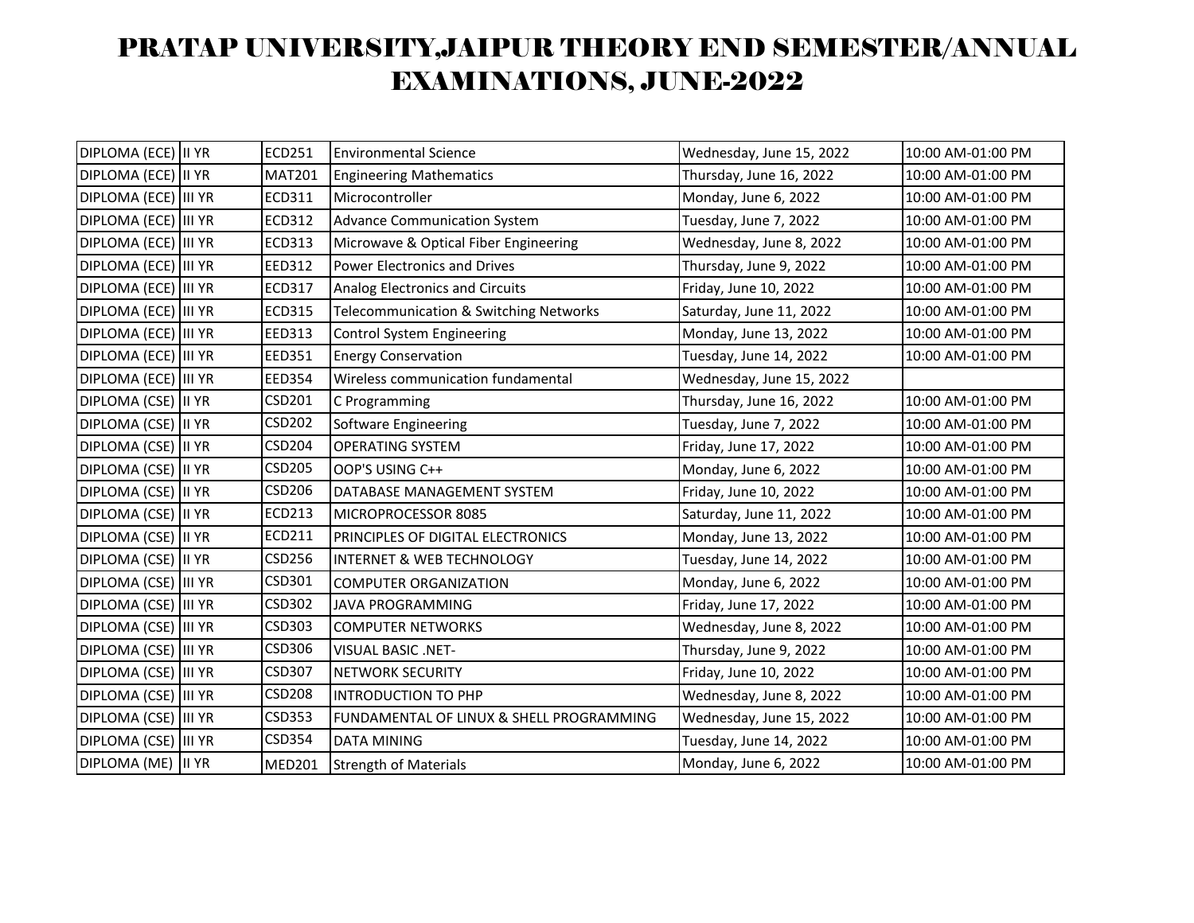# PRATAP UNIVERSITY,JAIPUR THEORY END SEMESTER/ANNUAL EXAMINATIONS, JUNE-2022

| | | | | | |
|---|---|---|---|---|---|
| DIPLOMA (ECE) | II YR | ECD251 | Environmental Science | Wednesday, June 15, 2022 | 10:00 AM-01:00 PM |
| DIPLOMA (ECE) | II YR | MAT201 | Engineering Mathematics | Thursday, June 16, 2022 | 10:00 AM-01:00 PM |
| DIPLOMA (ECE) | III YR | ECD311 | Microcontroller | Monday, June 6, 2022 | 10:00 AM-01:00 PM |
| DIPLOMA (ECE) | III YR | ECD312 | Advance Communication System | Tuesday, June 7, 2022 | 10:00 AM-01:00 PM |
| DIPLOMA (ECE) | III YR | ECD313 | Microwave & Optical Fiber Engineering | Wednesday, June 8, 2022 | 10:00 AM-01:00 PM |
| DIPLOMA (ECE) | III YR | EED312 | Power Electronics and Drives | Thursday, June 9, 2022 | 10:00 AM-01:00 PM |
| DIPLOMA (ECE) | III YR | ECD317 | Analog Electronics and Circuits | Friday, June 10, 2022 | 10:00 AM-01:00 PM |
| DIPLOMA (ECE) | III YR | ECD315 | Telecommunication & Switching Networks | Saturday, June 11, 2022 | 10:00 AM-01:00 PM |
| DIPLOMA (ECE) | III YR | EED313 | Control System Engineering | Monday, June 13, 2022 | 10:00 AM-01:00 PM |
| DIPLOMA (ECE) | III YR | EED351 | Energy Conservation | Tuesday, June 14, 2022 | 10:00 AM-01:00 PM |
| DIPLOMA (ECE) | III YR | EED354 | Wireless communication fundamental | Wednesday, June 15, 2022 | |
| DIPLOMA (CSE) | II YR | CSD201 | C Programming | Thursday, June 16, 2022 | 10:00 AM-01:00 PM |
| DIPLOMA (CSE) | II YR | CSD202 | Software Engineering | Tuesday, June 7, 2022 | 10:00 AM-01:00 PM |
| DIPLOMA (CSE) | II YR | CSD204 | OPERATING SYSTEM | Friday, June 17, 2022 | 10:00 AM-01:00 PM |
| DIPLOMA (CSE) | II YR | CSD205 | OOP'S USING C++ | Monday, June 6, 2022 | 10:00 AM-01:00 PM |
| DIPLOMA (CSE) | II YR | CSD206 | DATABASE MANAGEMENT SYSTEM | Friday, June 10, 2022 | 10:00 AM-01:00 PM |
| DIPLOMA (CSE) | II YR | ECD213 | MICROPROCESSOR 8085 | Saturday, June 11, 2022 | 10:00 AM-01:00 PM |
| DIPLOMA (CSE) | II YR | ECD211 | PRINCIPLES OF DIGITAL ELECTRONICS | Monday, June 13, 2022 | 10:00 AM-01:00 PM |
| DIPLOMA (CSE) | II YR | CSD256 | INTERNET & WEB TECHNOLOGY | Tuesday, June 14, 2022 | 10:00 AM-01:00 PM |
| DIPLOMA (CSE) | III YR | CSD301 | COMPUTER ORGANIZATION | Monday, June 6, 2022 | 10:00 AM-01:00 PM |
| DIPLOMA (CSE) | III YR | CSD302 | JAVA PROGRAMMING | Friday, June 17, 2022 | 10:00 AM-01:00 PM |
| DIPLOMA (CSE) | III YR | CSD303 | COMPUTER NETWORKS | Wednesday, June 8, 2022 | 10:00 AM-01:00 PM |
| DIPLOMA (CSE) | III YR | CSD306 | VISUAL BASIC .NET- | Thursday, June 9, 2022 | 10:00 AM-01:00 PM |
| DIPLOMA (CSE) | III YR | CSD307 | NETWORK SECURITY | Friday, June 10, 2022 | 10:00 AM-01:00 PM |
| DIPLOMA (CSE) | III YR | CSD208 | INTRODUCTION TO PHP | Wednesday, June 8, 2022 | 10:00 AM-01:00 PM |
| DIPLOMA (CSE) | III YR | CSD353 | FUNDAMENTAL OF LINUX & SHELL PROGRAMMING | Wednesday, June 15, 2022 | 10:00 AM-01:00 PM |
| DIPLOMA (CSE) | III YR | CSD354 | DATA MINING | Tuesday, June 14, 2022 | 10:00 AM-01:00 PM |
| DIPLOMA (ME) | II YR | MED201 | Strength of Materials | Monday, June 6, 2022 | 10:00 AM-01:00 PM |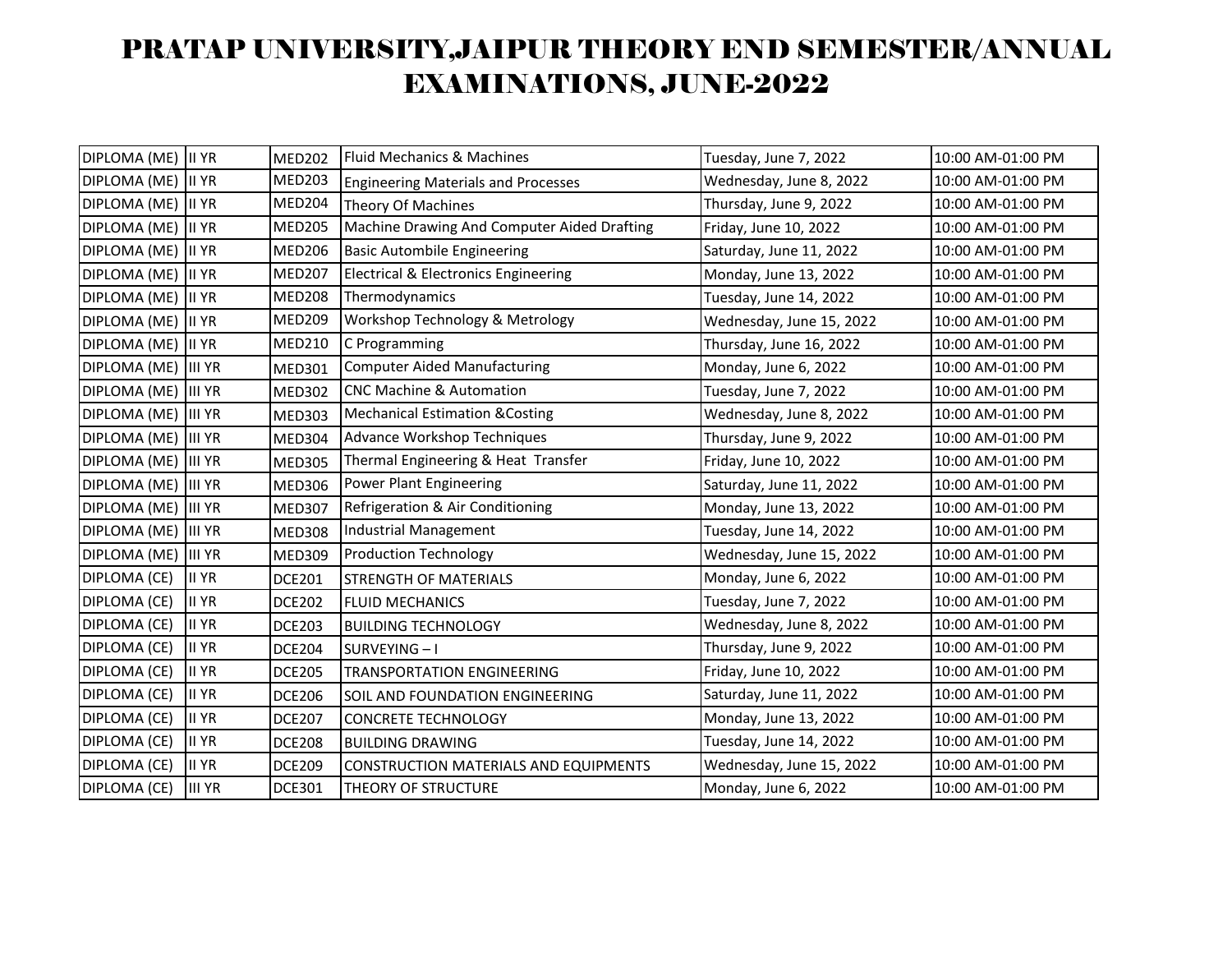# PRATAP UNIVERSITY,JAIPUR THEORY END SEMESTER/ANNUAL EXAMINATIONS, JUNE-2022

| | | | | | |
|---|---|---|---|---|---|
| DIPLOMA (ME) | II YR | MED202 | Fluid Mechanics & Machines | Tuesday, June 7, 2022 | 10:00 AM-01:00 PM |
| DIPLOMA (ME) | II YR | MED203 | Engineering Materials and Processes | Wednesday, June 8, 2022 | 10:00 AM-01:00 PM |
| DIPLOMA (ME) | II YR | MED204 | Theory Of Machines | Thursday, June 9, 2022 | 10:00 AM-01:00 PM |
| DIPLOMA (ME) | II YR | MED205 | Machine Drawing And Computer Aided Drafting | Friday, June 10, 2022 | 10:00 AM-01:00 PM |
| DIPLOMA (ME) | II YR | MED206 | Basic Autombile Engineering | Saturday, June 11, 2022 | 10:00 AM-01:00 PM |
| DIPLOMA (ME) | II YR | MED207 | Electrical & Electronics Engineering | Monday, June 13, 2022 | 10:00 AM-01:00 PM |
| DIPLOMA (ME) | II YR | MED208 | Thermodynamics | Tuesday, June 14, 2022 | 10:00 AM-01:00 PM |
| DIPLOMA (ME) | II YR | MED209 | Workshop Technology & Metrology | Wednesday, June 15, 2022 | 10:00 AM-01:00 PM |
| DIPLOMA (ME) | II YR | MED210 | C Programming | Thursday, June 16, 2022 | 10:00 AM-01:00 PM |
| DIPLOMA (ME) | III YR | MED301 | Computer Aided Manufacturing | Monday, June 6, 2022 | 10:00 AM-01:00 PM |
| DIPLOMA (ME) | III YR | MED302 | CNC Machine & Automation | Tuesday, June 7, 2022 | 10:00 AM-01:00 PM |
| DIPLOMA (ME) | III YR | MED303 | Mechanical Estimation &Costing | Wednesday, June 8, 2022 | 10:00 AM-01:00 PM |
| DIPLOMA (ME) | III YR | MED304 | Advance Workshop Techniques | Thursday, June 9, 2022 | 10:00 AM-01:00 PM |
| DIPLOMA (ME) | III YR | MED305 | Thermal Engineering & Heat Transfer | Friday, June 10, 2022 | 10:00 AM-01:00 PM |
| DIPLOMA (ME) | III YR | MED306 | Power Plant Engineering | Saturday, June 11, 2022 | 10:00 AM-01:00 PM |
| DIPLOMA (ME) | III YR | MED307 | Refrigeration & Air Conditioning | Monday, June 13, 2022 | 10:00 AM-01:00 PM |
| DIPLOMA (ME) | III YR | MED308 | Industrial Management | Tuesday, June 14, 2022 | 10:00 AM-01:00 PM |
| DIPLOMA (ME) | III YR | MED309 | Production Technology | Wednesday, June 15, 2022 | 10:00 AM-01:00 PM |
| DIPLOMA (CE) | II YR | DCE201 | STRENGTH OF MATERIALS | Monday, June 6, 2022 | 10:00 AM-01:00 PM |
| DIPLOMA (CE) | II YR | DCE202 | FLUID MECHANICS | Tuesday, June 7, 2022 | 10:00 AM-01:00 PM |
| DIPLOMA (CE) | II YR | DCE203 | BUILDING TECHNOLOGY | Wednesday, June 8, 2022 | 10:00 AM-01:00 PM |
| DIPLOMA (CE) | II YR | DCE204 | SURVEYING – I | Thursday, June 9, 2022 | 10:00 AM-01:00 PM |
| DIPLOMA (CE) | II YR | DCE205 | TRANSPORTATION ENGINEERING | Friday, June 10, 2022 | 10:00 AM-01:00 PM |
| DIPLOMA (CE) | II YR | DCE206 | SOIL AND FOUNDATION ENGINEERING | Saturday, June 11, 2022 | 10:00 AM-01:00 PM |
| DIPLOMA (CE) | II YR | DCE207 | CONCRETE TECHNOLOGY | Monday, June 13, 2022 | 10:00 AM-01:00 PM |
| DIPLOMA (CE) | II YR | DCE208 | BUILDING DRAWING | Tuesday, June 14, 2022 | 10:00 AM-01:00 PM |
| DIPLOMA (CE) | II YR | DCE209 | CONSTRUCTION MATERIALS AND EQUIPMENTS | Wednesday, June 15, 2022 | 10:00 AM-01:00 PM |
| DIPLOMA (CE) | III YR | DCE301 | THEORY OF STRUCTURE | Monday, June 6, 2022 | 10:00 AM-01:00 PM |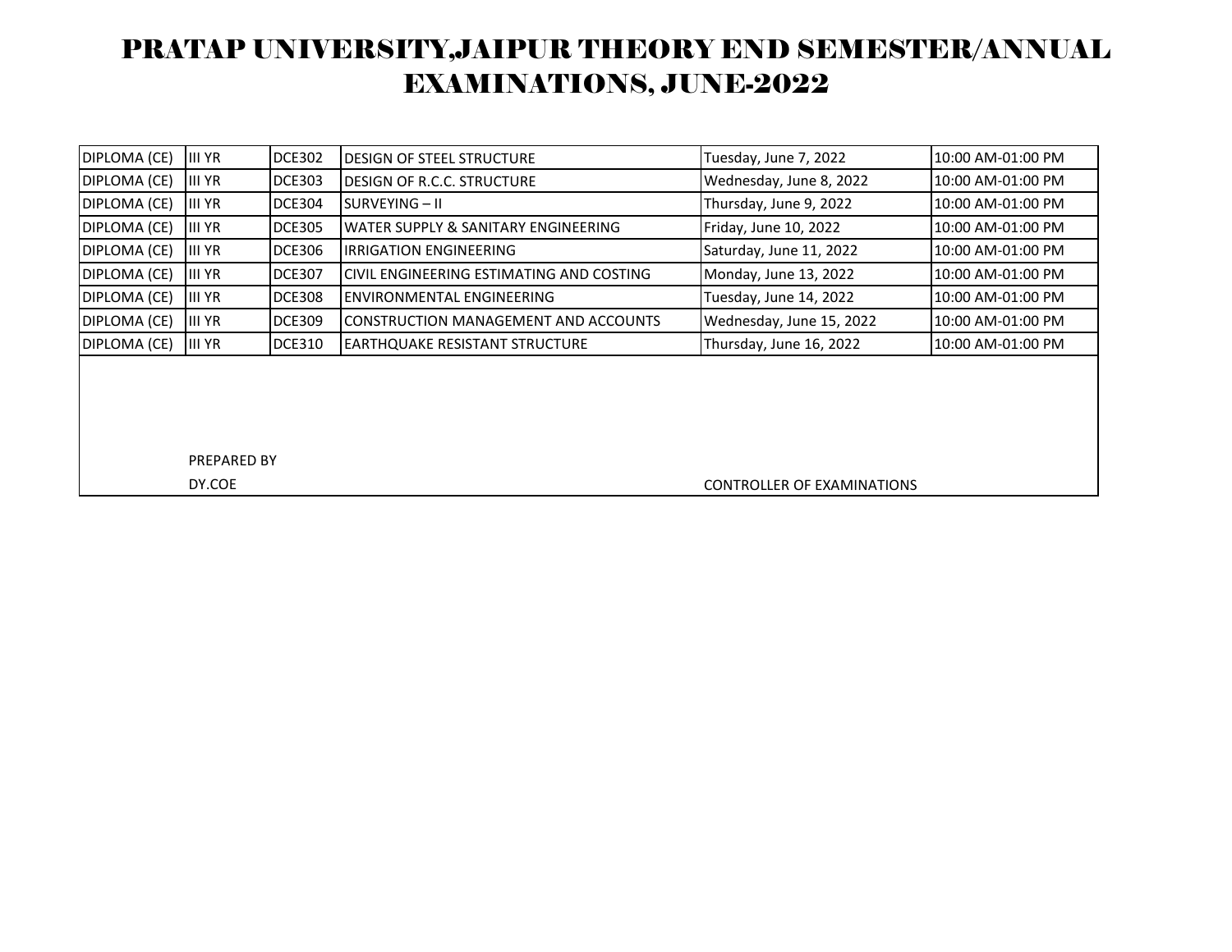# PRATAP UNIVERSITY,JAIPUR THEORY END SEMESTER/ANNUAL EXAMINATIONS, JUNE-2022

| | | | | | |
|---|---|---|---|---|---|
| DIPLOMA (CE) | III YR | DCE302 | DESIGN OF STEEL STRUCTURE | Tuesday, June 7, 2022 | 10:00 AM-01:00 PM |
| DIPLOMA (CE) | III YR | DCE303 | DESIGN OF R.C.C. STRUCTURE | Wednesday, June 8, 2022 | 10:00 AM-01:00 PM |
| DIPLOMA (CE) | III YR | DCE304 | SURVEYING – II | Thursday, June 9, 2022 | 10:00 AM-01:00 PM |
| DIPLOMA (CE) | III YR | DCE305 | WATER SUPPLY & SANITARY ENGINEERING | Friday, June 10, 2022 | 10:00 AM-01:00 PM |
| DIPLOMA (CE) | III YR | DCE306 | IRRIGATION ENGINEERING | Saturday, June 11, 2022 | 10:00 AM-01:00 PM |
| DIPLOMA (CE) | III YR | DCE307 | CIVIL ENGINEERING ESTIMATING AND COSTING | Monday, June 13, 2022 | 10:00 AM-01:00 PM |
| DIPLOMA (CE) | III YR | DCE308 | ENVIRONMENTAL ENGINEERING | Tuesday, June 14, 2022 | 10:00 AM-01:00 PM |
| DIPLOMA (CE) | III YR | DCE309 | CONSTRUCTION MANAGEMENT AND ACCOUNTS | Wednesday, June 15, 2022 | 10:00 AM-01:00 PM |
| DIPLOMA (CE) | III YR | DCE310 | EARTHQUAKE RESISTANT STRUCTURE | Thursday, June 16, 2022 | 10:00 AM-01:00 PM |

PREPARED BY

DY.COE

CONTROLLER OF EXAMINATIONS